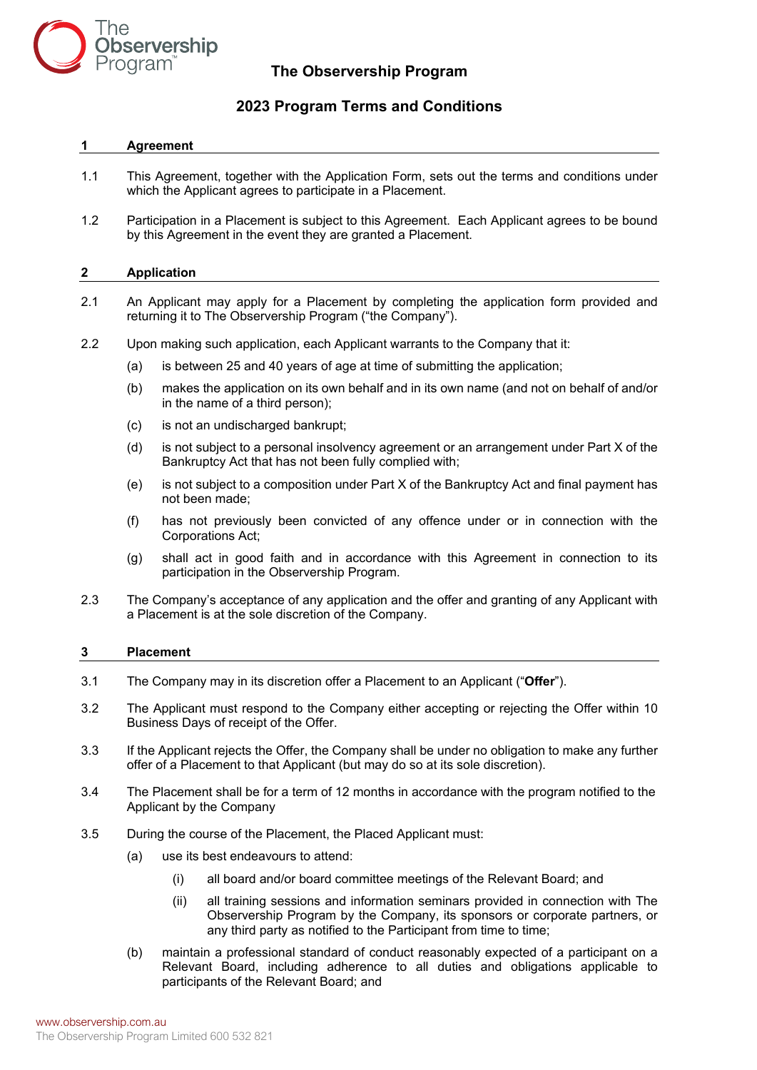# The Observership Program

## 2023 Program Terms and Conditions

### 1 Agreement

1.1 This Agreement, together with the Application Form, sets out the terms and conditions under which the Applicant agrees to participate in a Placement.

1.2 Participation in a Placement is subject to this Agreement. Each Applicant agrees to be bound by this Agreement in the event they are granted a Placement.

### 2 Application

2.1 An Applicant may apply for a Placement by completing the application form provided and returning it to The Observership Program ("the Company").

2.2 Upon making such application, each Applicant warrants to the Company that it:

(a) is between 25 and 40 years of age at time of submitting the application;

(b) makes the application on its own behalf and in its own name (and not on behalf of and/or in the name of a third person);

(c) is not an undischarged bankrupt;

(d) is not subject to a personal insolvency agreement or an arrangement under Part X of the Bankruptcy Act that has not been fully complied with;

(e) is not subject to a composition under Part X of the Bankruptcy Act and final payment has not been made;

(f) has not previously been convicted of any offence under or in connection with the Corporations Act;

(g) shall act in good faith and in accordance with this Agreement in connection to its participation in the Observership Program.

2.3 The Company's acceptance of any application and the offer and granting of any Applicant with a Placement is at the sole discretion of the Company.

### 3 Placement

3.1 The Company may in its discretion offer a Placement to an Applicant ("**Offer**").

3.2 The Applicant must respond to the Company either accepting or rejecting the Offer within 10 Business Days of receipt of the Offer.

3.3 If the Applicant rejects the Offer, the Company shall be under no obligation to make any further offer of a Placement to that Applicant (but may do so at its sole discretion).

3.4 The Placement shall be for a term of 12 months in accordance with the program notified to the Applicant by the Company

3.5 During the course of the Placement, the Placed Applicant must:

(a) use its best endeavours to attend:

(i) all board and/or board committee meetings of the Relevant Board; and

(ii) all training sessions and information seminars provided in connection with The Observership Program by the Company, its sponsors or corporate partners, or any third party as notified to the Participant from time to time;

(b) maintain a professional standard of conduct reasonably expected of a participant on a Relevant Board, including adherence to all duties and obligations applicable to participants of the Relevant Board; and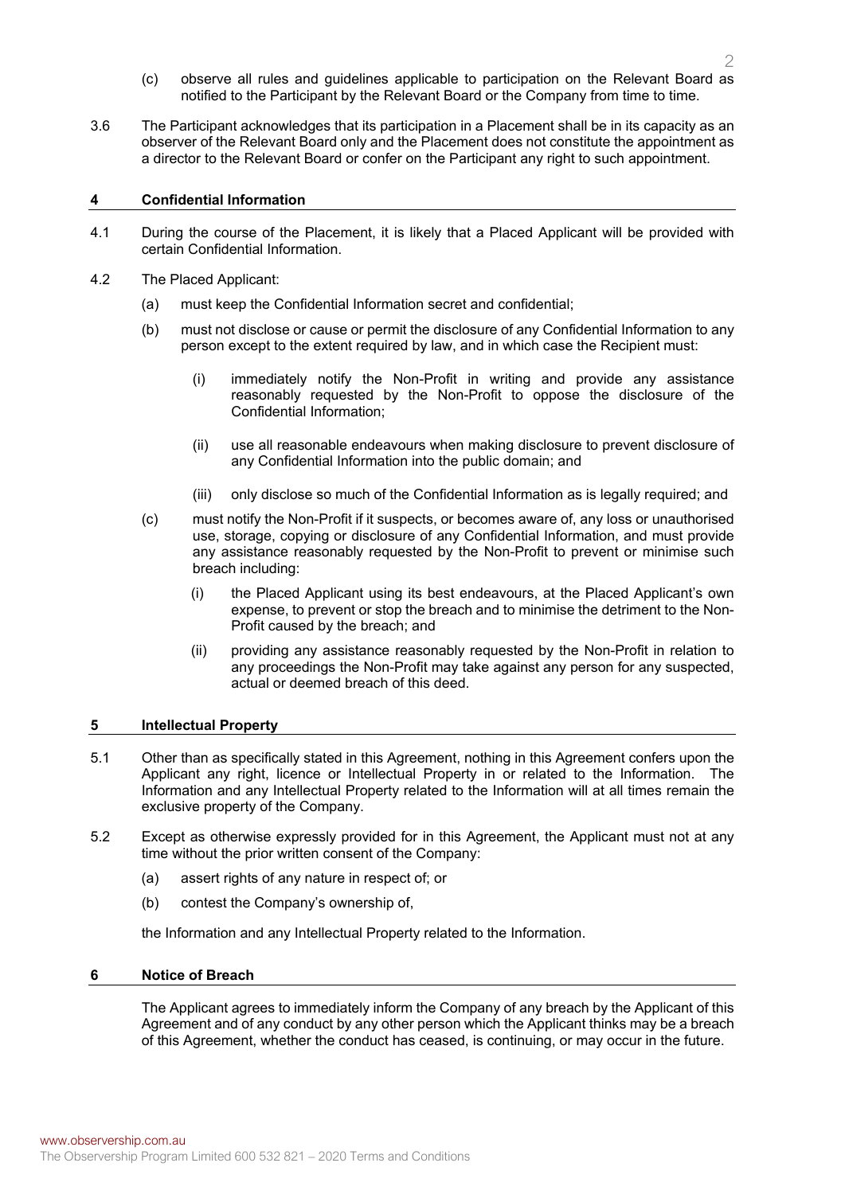(c) observe all rules and guidelines applicable to participation on the Relevant Board as notified to the Participant by the Relevant Board or the Company from time to time.

3.6 The Participant acknowledges that its participation in a Placement shall be in its capacity as an observer of the Relevant Board only and the Placement does not constitute the appointment as a director to the Relevant Board or confer on the Participant any right to such appointment.

## 4 Confidential Information

4.1 During the course of the Placement, it is likely that a Placed Applicant will be provided with certain Confidential Information.

4.2 The Placed Applicant:

(a) must keep the Confidential Information secret and confidential;

(b) must not disclose or cause or permit the disclosure of any Confidential Information to any person except to the extent required by law, and in which case the Recipient must:

(i) immediately notify the Non-Profit in writing and provide any assistance reasonably requested by the Non-Profit to oppose the disclosure of the Confidential Information;

(ii) use all reasonable endeavours when making disclosure to prevent disclosure of any Confidential Information into the public domain; and

(iii) only disclose so much of the Confidential Information as is legally required; and

(c) must notify the Non-Profit if it suspects, or becomes aware of, any loss or unauthorised use, storage, copying or disclosure of any Confidential Information, and must provide any assistance reasonably requested by the Non-Profit to prevent or minimise such breach including:

(i) the Placed Applicant using its best endeavours, at the Placed Applicant's own expense, to prevent or stop the breach and to minimise the detriment to the Non-Profit caused by the breach; and

(ii) providing any assistance reasonably requested by the Non-Profit in relation to any proceedings the Non-Profit may take against any person for any suspected, actual or deemed breach of this deed.

## 5 Intellectual Property

5.1 Other than as specifically stated in this Agreement, nothing in this Agreement confers upon the Applicant any right, licence or Intellectual Property in or related to the Information. The Information and any Intellectual Property related to the Information will at all times remain the exclusive property of the Company.

5.2 Except as otherwise expressly provided for in this Agreement, the Applicant must not at any time without the prior written consent of the Company:

(a) assert rights of any nature in respect of; or

(b) contest the Company's ownership of,

the Information and any Intellectual Property related to the Information.

## 6 Notice of Breach

The Applicant agrees to immediately inform the Company of any breach by the Applicant of this Agreement and of any conduct by any other person which the Applicant thinks may be a breach of this Agreement, whether the conduct has ceased, is continuing, or may occur in the future.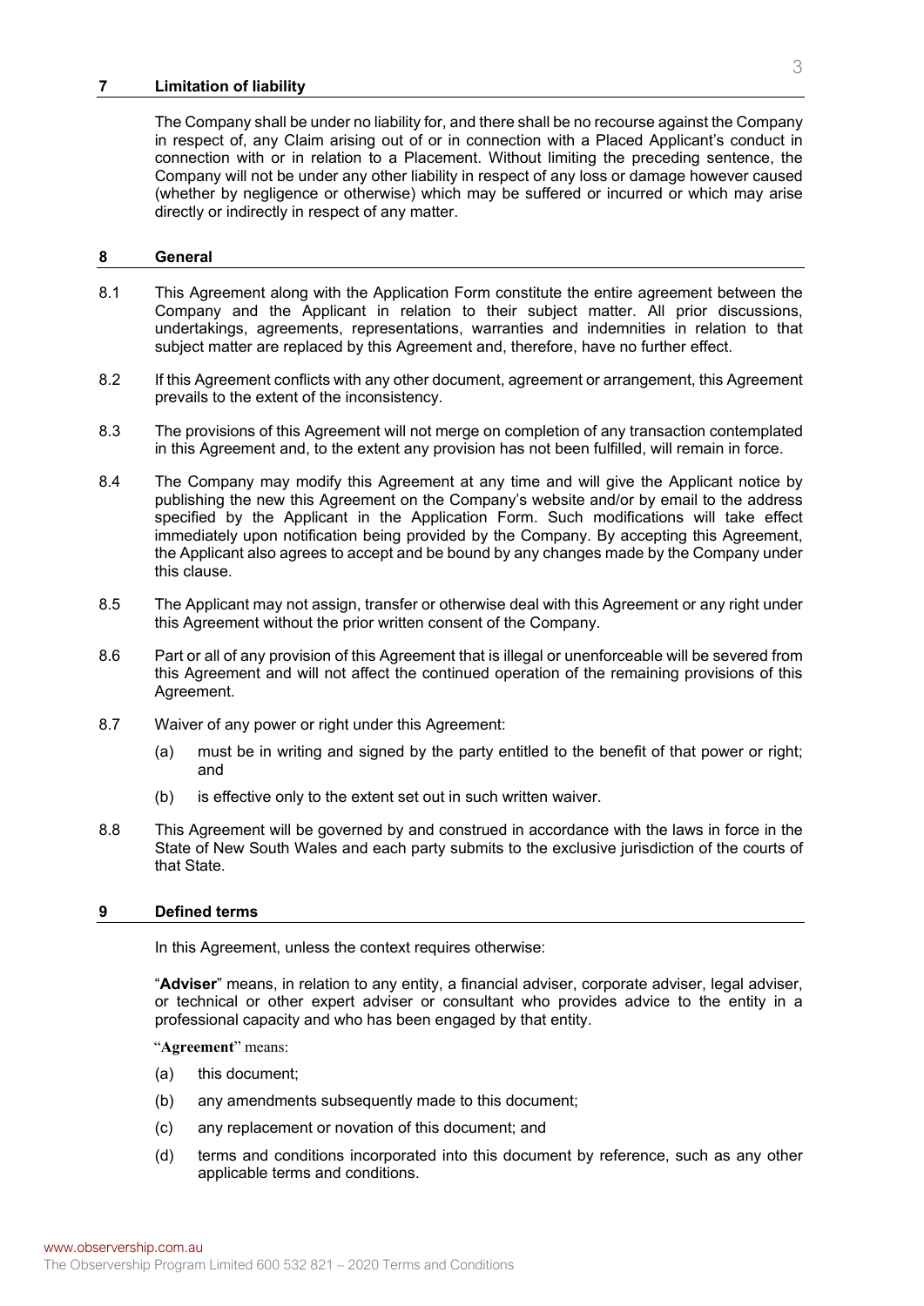## 7 Limitation of liability

The Company shall be under no liability for, and there shall be no recourse against the Company in respect of, any Claim arising out of or in connection with a Placed Applicant's conduct in connection with or in relation to a Placement. Without limiting the preceding sentence, the Company will not be under any other liability in respect of any loss or damage however caused (whether by negligence or otherwise) which may be suffered or incurred or which may arise directly or indirectly in respect of any matter.

## 8 General

8.1 This Agreement along with the Application Form constitute the entire agreement between the Company and the Applicant in relation to their subject matter. All prior discussions, undertakings, agreements, representations, warranties and indemnities in relation to that subject matter are replaced by this Agreement and, therefore, have no further effect.

8.2 If this Agreement conflicts with any other document, agreement or arrangement, this Agreement prevails to the extent of the inconsistency.

8.3 The provisions of this Agreement will not merge on completion of any transaction contemplated in this Agreement and, to the extent any provision has not been fulfilled, will remain in force.

8.4 The Company may modify this Agreement at any time and will give the Applicant notice by publishing the new this Agreement on the Company's website and/or by email to the address specified by the Applicant in the Application Form. Such modifications will take effect immediately upon notification being provided by the Company. By accepting this Agreement, the Applicant also agrees to accept and be bound by any changes made by the Company under this clause.

8.5 The Applicant may not assign, transfer or otherwise deal with this Agreement or any right under this Agreement without the prior written consent of the Company.

8.6 Part or all of any provision of this Agreement that is illegal or unenforceable will be severed from this Agreement and will not affect the continued operation of the remaining provisions of this Agreement.

8.7 Waiver of any power or right under this Agreement:

(a) must be in writing and signed by the party entitled to the benefit of that power or right; and

(b) is effective only to the extent set out in such written waiver.

8.8 This Agreement will be governed by and construed in accordance with the laws in force in the State of New South Wales and each party submits to the exclusive jurisdiction of the courts of that State.

## 9 Defined terms

In this Agreement, unless the context requires otherwise:

"**Adviser**" means, in relation to any entity, a financial adviser, corporate adviser, legal adviser, or technical or other expert adviser or consultant who provides advice to the entity in a professional capacity and who has been engaged by that entity.

"**Agreement**" means:

(a) this document;

(b) any amendments subsequently made to this document;

(c) any replacement or novation of this document; and

(d) terms and conditions incorporated into this document by reference, such as any other applicable terms and conditions.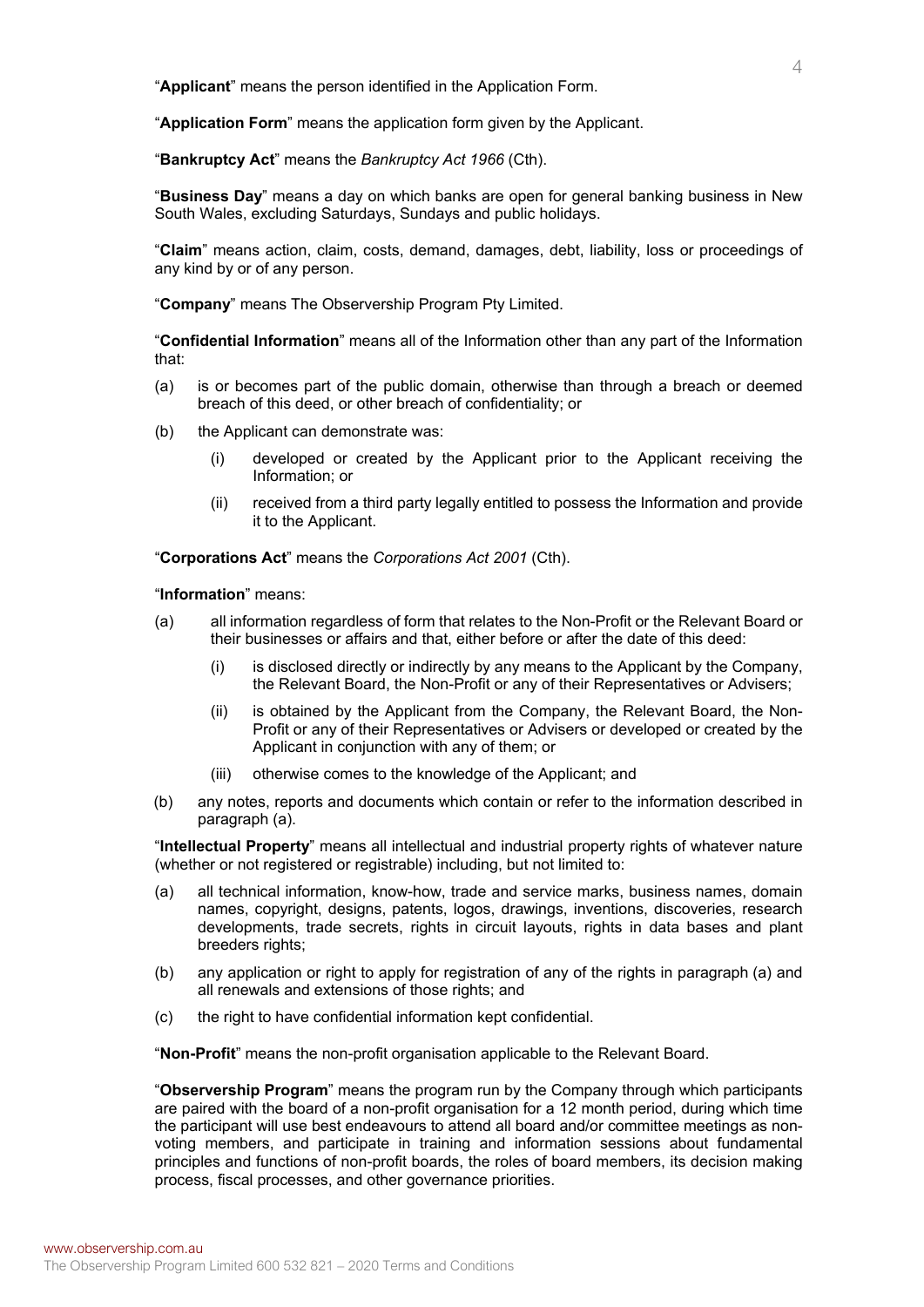"**Applicant**" means the person identified in the Application Form.

"**Application Form**" means the application form given by the Applicant.

"**Bankruptcy Act**" means the *Bankruptcy Act 1966* (Cth).

"**Business Day**" means a day on which banks are open for general banking business in New South Wales, excluding Saturdays, Sundays and public holidays.

"**Claim**" means action, claim, costs, demand, damages, debt, liability, loss or proceedings of any kind by or of any person.

"**Company**" means The Observership Program Pty Limited.

"**Confidential Information**" means all of the Information other than any part of the Information that:

(a) is or becomes part of the public domain, otherwise than through a breach or deemed breach of this deed, or other breach of confidentiality; or

(b) the Applicant can demonstrate was:

  (i) developed or created by the Applicant prior to the Applicant receiving the Information; or

  (ii) received from a third party legally entitled to possess the Information and provide it to the Applicant.

"**Corporations Act**" means the *Corporations Act 2001* (Cth).

"**Information**" means:

(a) all information regardless of form that relates to the Non-Profit or the Relevant Board or their businesses or affairs and that, either before or after the date of this deed:

  (i) is disclosed directly or indirectly by any means to the Applicant by the Company, the Relevant Board, the Non-Profit or any of their Representatives or Advisers;

  (ii) is obtained by the Applicant from the Company, the Relevant Board, the Non-Profit or any of their Representatives or Advisers or developed or created by the Applicant in conjunction with any of them; or

  (iii) otherwise comes to the knowledge of the Applicant; and

(b) any notes, reports and documents which contain or refer to the information described in paragraph (a).

"**Intellectual Property**" means all intellectual and industrial property rights of whatever nature (whether or not registered or registrable) including, but not limited to:

(a) all technical information, know-how, trade and service marks, business names, domain names, copyright, designs, patents, logos, drawings, inventions, discoveries, research developments, trade secrets, rights in circuit layouts, rights in data bases and plant breeders rights;

(b) any application or right to apply for registration of any of the rights in paragraph (a) and all renewals and extensions of those rights; and

(c) the right to have confidential information kept confidential.

"**Non-Profit**" means the non-profit organisation applicable to the Relevant Board.

"**Observership Program**" means the program run by the Company through which participants are paired with the board of a non-profit organisation for a 12 month period, during which time the participant will use best endeavours to attend all board and/or committee meetings as non-voting members, and participate in training and information sessions about fundamental principles and functions of non-profit boards, the roles of board members, its decision making process, fiscal processes, and other governance priorities.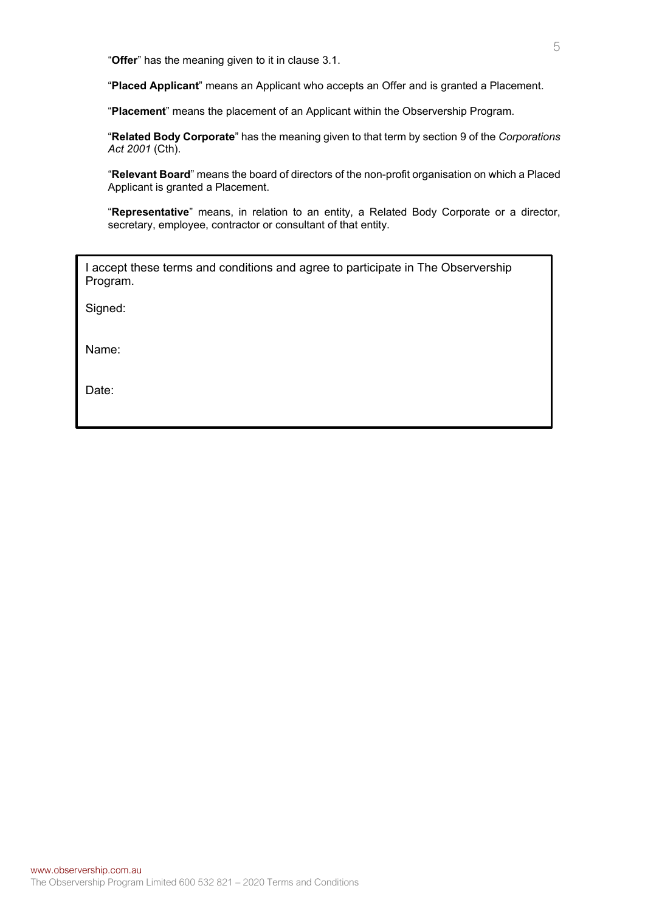"**Offer**" has the meaning given to it in clause 3.1.

"**Placed Applicant**" means an Applicant who accepts an Offer and is granted a Placement.

"**Placement**" means the placement of an Applicant within the Observership Program.

"**Related Body Corporate**" has the meaning given to that term by section 9 of the *Corporations Act 2001* (Cth).

"**Relevant Board**" means the board of directors of the non-profit organisation on which a Placed Applicant is granted a Placement.

"**Representative**" means, in relation to an entity, a Related Body Corporate or a director, secretary, employee, contractor or consultant of that entity.

I accept these terms and conditions and agree to participate in The Observership Program.

Signed:

Name:

Date: